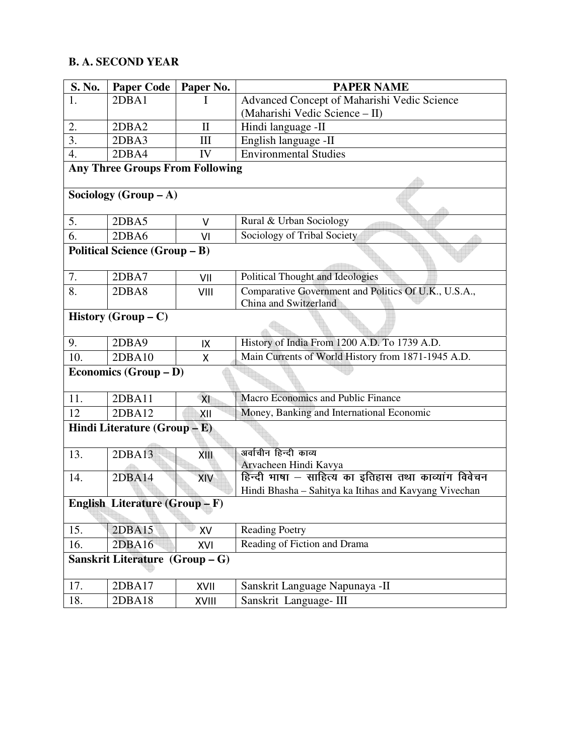## B. A. SECOND YEAR

| S. No. | Paper Code | Paper No. | PAPER NAME |
|---|---|---|---|
| 1. | 2DBA1 | I | Advanced Concept of Maharishi Vedic Science (Maharishi Vedic Science – II) |
| 2. | 2DBA2 | II | Hindi language -II |
| 3. | 2DBA3 | III | English language -II |
| 4. | 2DBA4 | IV | Environmental Studies |
| **Any Three Groups From Following** | | | |
| **Sociology (Group – A)** | | | |
| 5. | 2DBA5 | V | Rural & Urban Sociology |
| 6. | 2DBA6 | VI | Sociology of Tribal Society |
| **Political Science (Group – B)** | | | |
| 7. | 2DBA7 | VII | Political Thought and Ideologies |
| 8. | 2DBA8 | VIII | Comparative Government and Politics Of U.K., U.S.A., China and Switzerland |
| **History (Group – C)** | | | |
| 9. | 2DBA9 | IX | History of India From 1200 A.D. To 1739 A.D. |
| 10. | 2DBA10 | X | Main Currents of World History from 1871-1945 A.D. |
| **Economics (Group – D)** | | | |
| 11. | 2DBA11 | XI | Macro Economics and Public Finance |
| 12 | 2DBA12 | XII | Money, Banking and International Economic |
| **Hindi Literature (Group – E)** | | | |
| 13. | 2DBA13 | XIII | अर्वाचीन हिन्दी काव्य<br>Arvacheen Hindi Kavya |
| 14. | 2DBA14 | XIV | हिन्दी भाषा – साहित्य का इतिहास तथा काव्यांग विवेचन<br>Hindi Bhasha – Sahitya ka Itihas and Kavyang Vivechan |
| **English Literature (Group – F)** | | | |
| 15. | 2DBA15 | XV | Reading Poetry |
| 16. | 2DBA16 | XVI | Reading of Fiction and Drama |
| **Sanskrit Literature (Group – G)** | | | |
| 17. | 2DBA17 | XVII | Sanskrit Language Napunaya -II |
| 18. | 2DBA18 | XVIII | Sanskrit Language- III |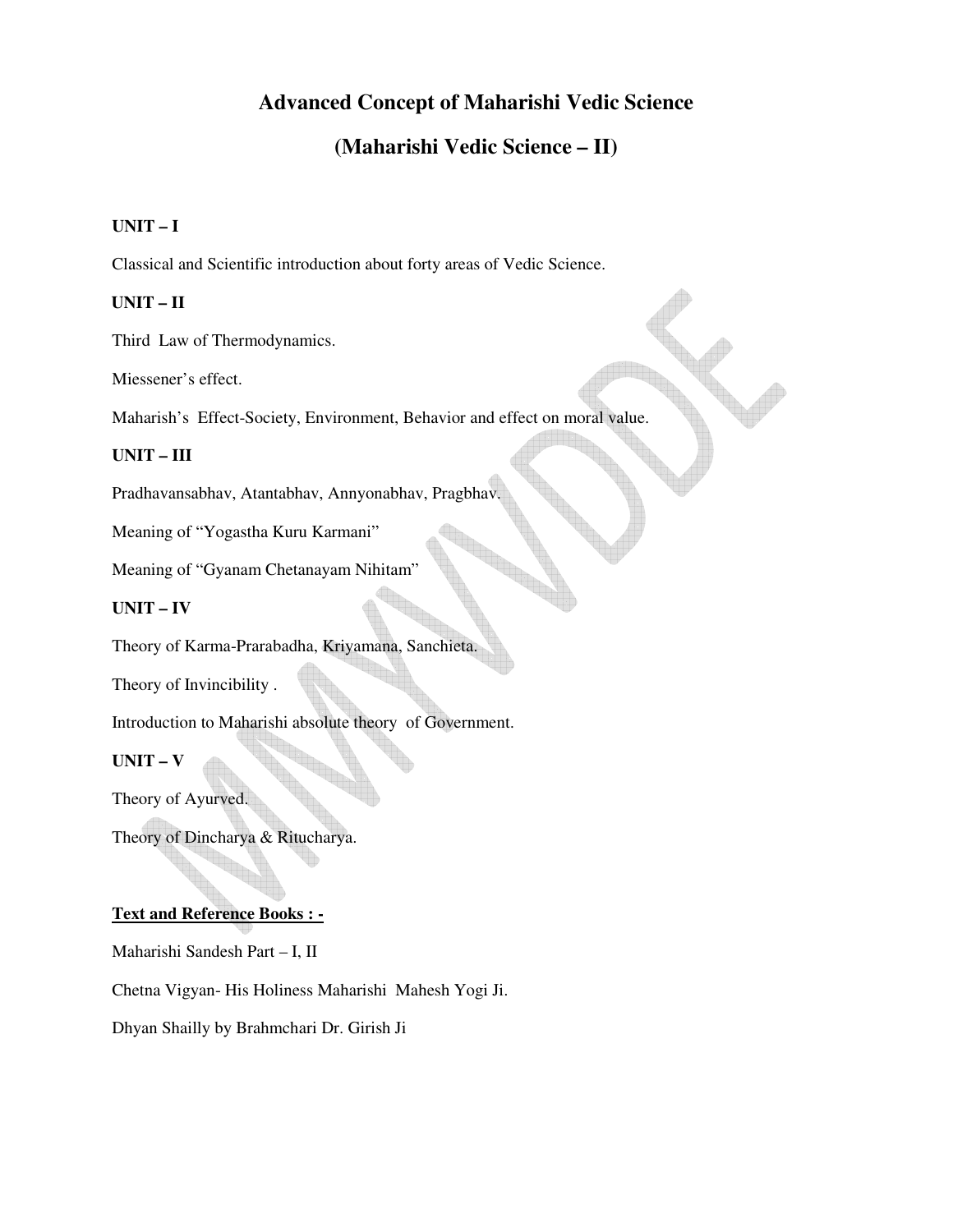# Advanced Concept of Maharishi Vedic Science

## (Maharishi Vedic Science – II)

**UNIT – I**

Classical and Scientific introduction about forty areas of Vedic Science.

**UNIT – II**

Third Law of Thermodynamics.

Miessener's effect.

Maharish's Effect-Society, Environment, Behavior and effect on moral value.

**UNIT – III**

Pradhavansabhav, Atantabhav, Annyonabhav, Pragbhav.

Meaning of "Yogastha Kuru Karmani"

Meaning of "Gyanam Chetanayam Nihitam"

**UNIT – IV**

Theory of Karma-Prarabadha, Kriyamana, Sanchieta.

Theory of Invincibility .

Introduction to Maharishi absolute theory of Government.

**UNIT – V**

Theory of Ayurved.

Theory of Dincharya & Ritucharya.

**<u>Text and Reference Books : -</u>**

Maharishi Sandesh Part – I, II

Chetna Vigyan- His Holiness Maharishi Mahesh Yogi Ji.

Dhyan Shailly by Brahmchari Dr. Girish Ji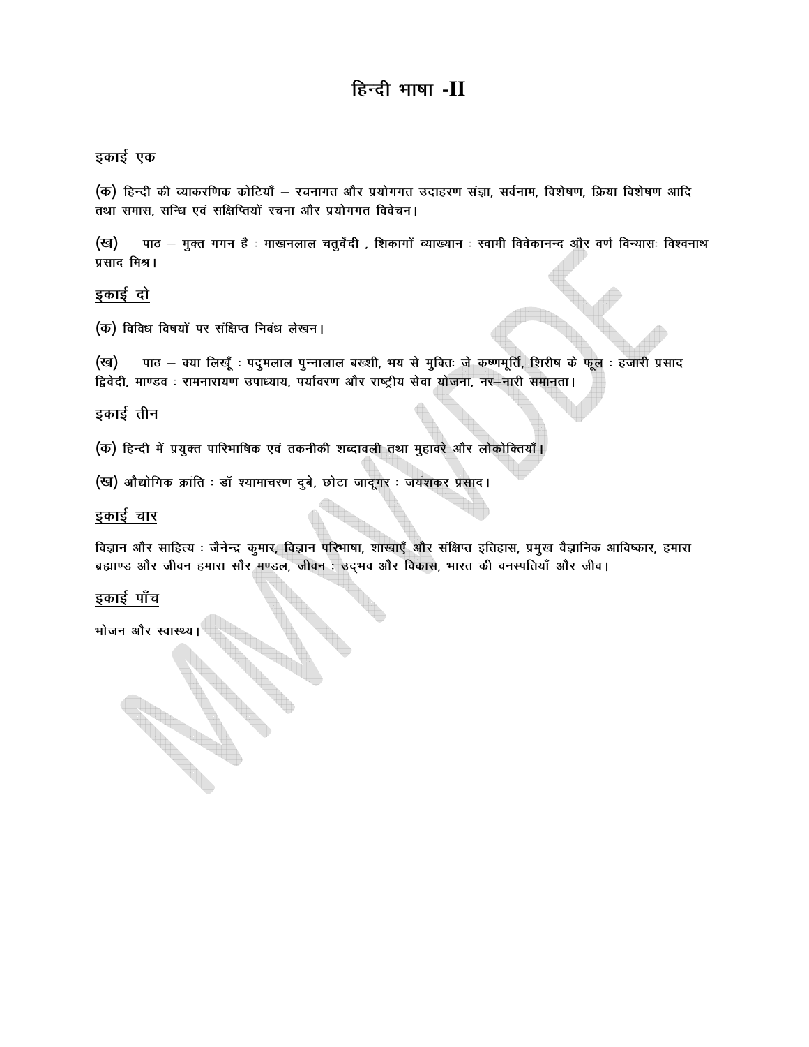# हिन्दी भाषा -II

**इकाई एक**

(क) हिन्दी की व्याकरणिक कोटियाँ – रचनागत और प्रयोगगत उदाहरण संज्ञा, सर्वनाम, विशेषण, क्रिया विशेषण आदि तथा समास, सन्धि एवं सक्षिप्तियों रचना और प्रयोगगत विवेचन।

(ख) पाठ – मुक्त गगन है : माखनलाल चतुर्वेदी , शिकागों व्याख्यान : स्वामी विवेकानन्द और वर्ण विन्यासः विश्वनाथ प्रसाद मिश्र।

**इकाई दो**

(क) विविध विषयों पर संक्षिप्त निबंध लेखन।

(ख) पाठ – क्या लिखूँ : पदुमलाल पुन्नालाल बख्शी, भय से मुक्तिः जे कष्णमूर्ति, शिरीष के फूल : हजारी प्रसाद द्विवेदी, माण्डव : रामनारायण उपाध्याय, पर्यावरण और राष्ट्रीय सेवा योजना, नर–नारी समानता।

**इकाई तीन**

(क) हिन्दी में प्रयुक्त पारिभाषिक एवं तकनीकी शब्दावली तथा मुहावरे और लोकोक्तियाँ।

(ख) औद्योगिक क्रांति : डॉ श्यामाचरण दुबे, छोटा जादूगर : जयशंकर प्रसाद।

**इकाई चार**

विज्ञान और साहित्य : जैनेन्द्र कुमार, विज्ञान परिभाषा, शाखाएँ और संक्षिप्त इतिहास, प्रमुख वैज्ञानिक आविष्कार, हमारा ब्रह्माण्ड और जीवन हमारा सौर मण्डल, जीवन : उद्‌भव और विकास, भारत की वनस्पतियाँ और जीव।

**इकाई पाँच**

भोजन और स्वास्थ्य।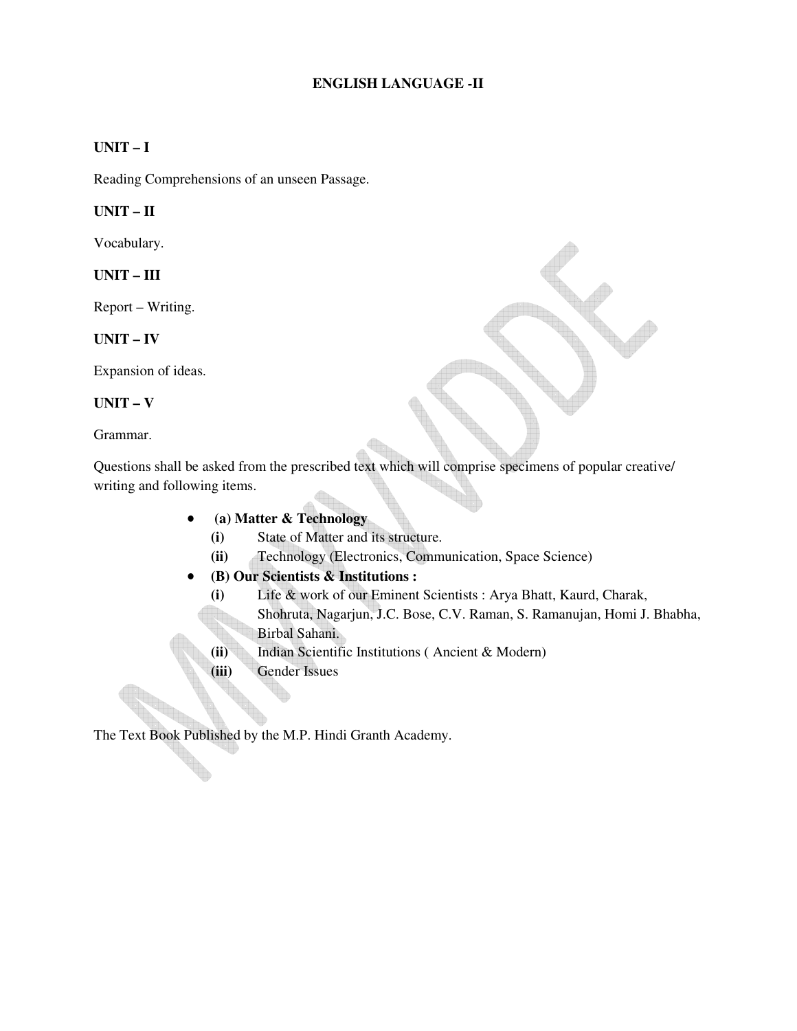# ENGLISH LANGUAGE -II

**UNIT – I**

Reading Comprehensions of an unseen Passage.

**UNIT – II**

Vocabulary.

**UNIT – III**

Report – Writing.

**UNIT – IV**

Expansion of ideas.

**UNIT – V**

Grammar.

Questions shall be asked from the prescribed text which will comprise specimens of popular creative/ writing and following items.

- **(a) Matter & Technology**
  - **(i)** State of Matter and its structure.
  - **(ii)** Technology (Electronics, Communication, Space Science)
- **(B) Our Scientists & Institutions :**
  - **(i)** Life & work of our Eminent Scientists : Arya Bhatt, Kaurd, Charak, Shohruta, Nagarjun, J.C. Bose, C.V. Raman, S. Ramanujan, Homi J. Bhabha, Birbal Sahani.
  - **(ii)** Indian Scientific Institutions ( Ancient & Modern)
  - **(iii)** Gender Issues

The Text Book Published by the M.P. Hindi Granth Academy.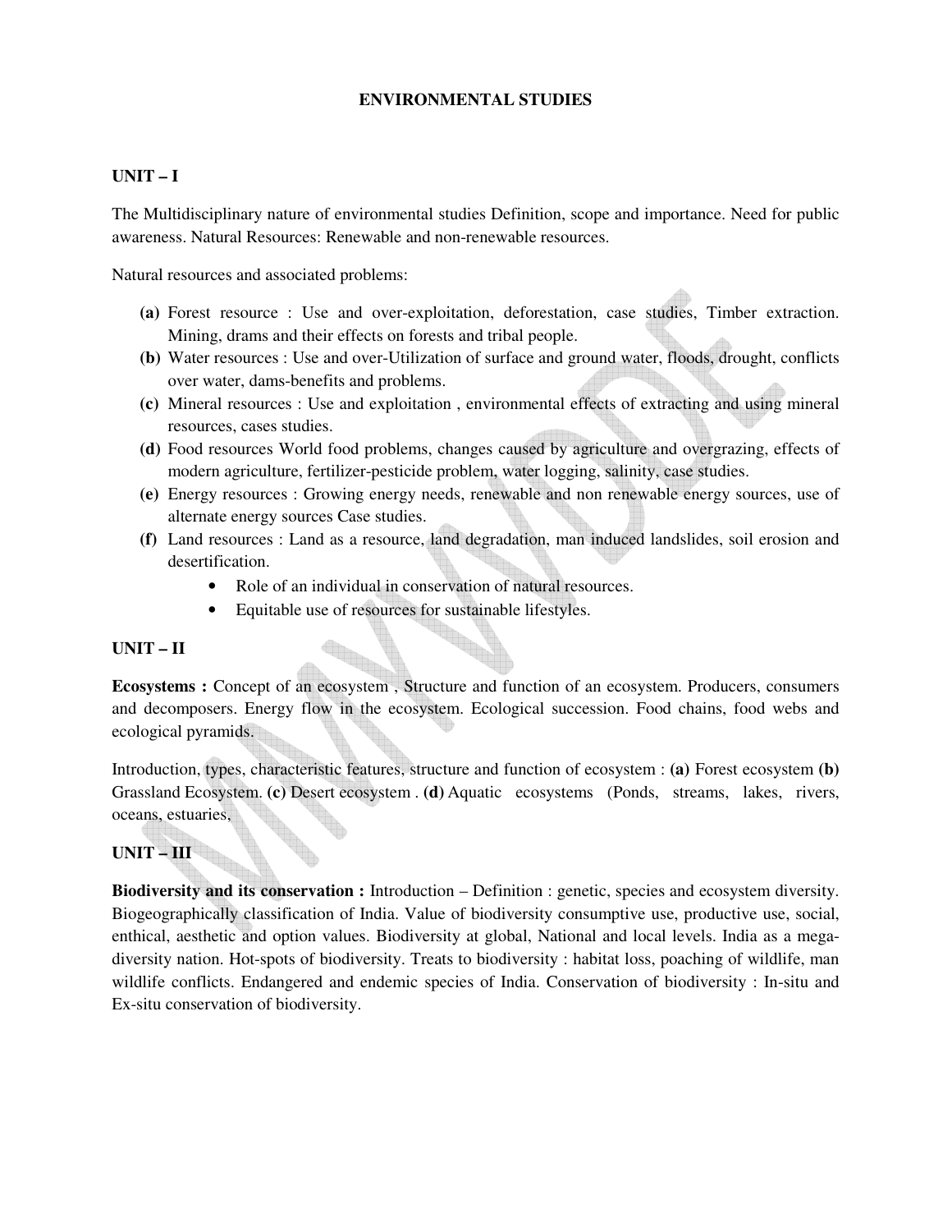# ENVIRONMENTAL STUDIES

## UNIT – I

The Multidisciplinary nature of environmental studies Definition, scope and importance. Need for public awareness. Natural Resources: Renewable and non-renewable resources.

Natural resources and associated problems:

- **(a)** Forest resource : Use and over-exploitation, deforestation, case studies, Timber extraction. Mining, drams and their effects on forests and tribal people.
- **(b)** Water resources : Use and over-Utilization of surface and ground water, floods, drought, conflicts over water, dams-benefits and problems.
- **(c)** Mineral resources : Use and exploitation , environmental effects of extracting and using mineral resources, cases studies.
- **(d)** Food resources World food problems, changes caused by agriculture and overgrazing, effects of modern agriculture, fertilizer-pesticide problem, water logging, salinity, case studies.
- **(e)** Energy resources : Growing energy needs, renewable and non renewable energy sources, use of alternate energy sources Case studies.
- **(f)** Land resources : Land as a resource, land degradation, man induced landslides, soil erosion and desertification.
    - Role of an individual in conservation of natural resources.
    - Equitable use of resources for sustainable lifestyles.

## UNIT – II

**Ecosystems :** Concept of an ecosystem , Structure and function of an ecosystem. Producers, consumers and decomposers. Energy flow in the ecosystem. Ecological succession. Food chains, food webs and ecological pyramids.

Introduction, types, characteristic features, structure and function of ecosystem : **(a)** Forest ecosystem **(b)** Grassland Ecosystem. **(c)** Desert ecosystem . **(d)** Aquatic ecosystems (Ponds, streams, lakes, rivers, oceans, estuaries,

## UNIT – III

**Biodiversity and its conservation :** Introduction – Definition : genetic, species and ecosystem diversity. Biogeographically classification of India. Value of biodiversity consumptive use, productive use, social, enthical, aesthetic and option values. Biodiversity at global, National and local levels. India as a mega-diversity nation. Hot-spots of biodiversity. Treats to biodiversity : habitat loss, poaching of wildlife, man wildlife conflicts. Endangered and endemic species of India. Conservation of biodiversity : In-situ and Ex-situ conservation of biodiversity.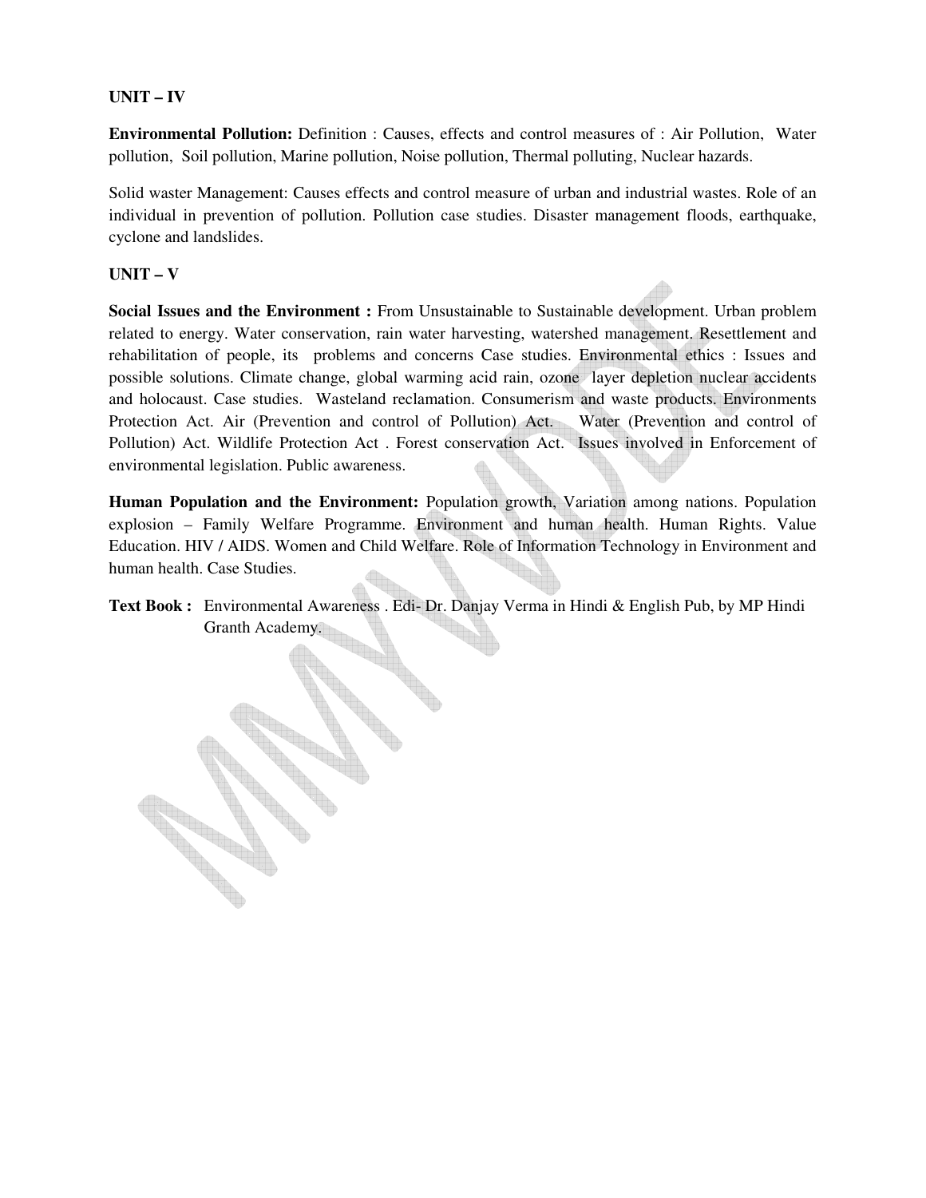## UNIT – IV

**Environmental Pollution:** Definition : Causes, effects and control measures of : Air Pollution, Water pollution, Soil pollution, Marine pollution, Noise pollution, Thermal polluting, Nuclear hazards.

Solid waster Management: Causes effects and control measure of urban and industrial wastes. Role of an individual in prevention of pollution. Pollution case studies. Disaster management floods, earthquake, cyclone and landslides.

## UNIT – V

**Social Issues and the Environment :** From Unsustainable to Sustainable development. Urban problem related to energy. Water conservation, rain water harvesting, watershed management. Resettlement and rehabilitation of people, its problems and concerns Case studies. Environmental ethics : Issues and possible solutions. Climate change, global warming acid rain, ozone layer depletion nuclear accidents and holocaust. Case studies. Wasteland reclamation. Consumerism and waste products. Environments Protection Act. Air (Prevention and control of Pollution) Act. Water (Prevention and control of Pollution) Act. Wildlife Protection Act . Forest conservation Act. Issues involved in Enforcement of environmental legislation. Public awareness.

**Human Population and the Environment:** Population growth, Variation among nations. Population explosion – Family Welfare Programme. Environment and human health. Human Rights. Value Education. HIV / AIDS. Women and Child Welfare. Role of Information Technology in Environment and human health. Case Studies.

**Text Book :** Environmental Awareness . Edi- Dr. Danjay Verma in Hindi & English Pub, by MP Hindi Granth Academy.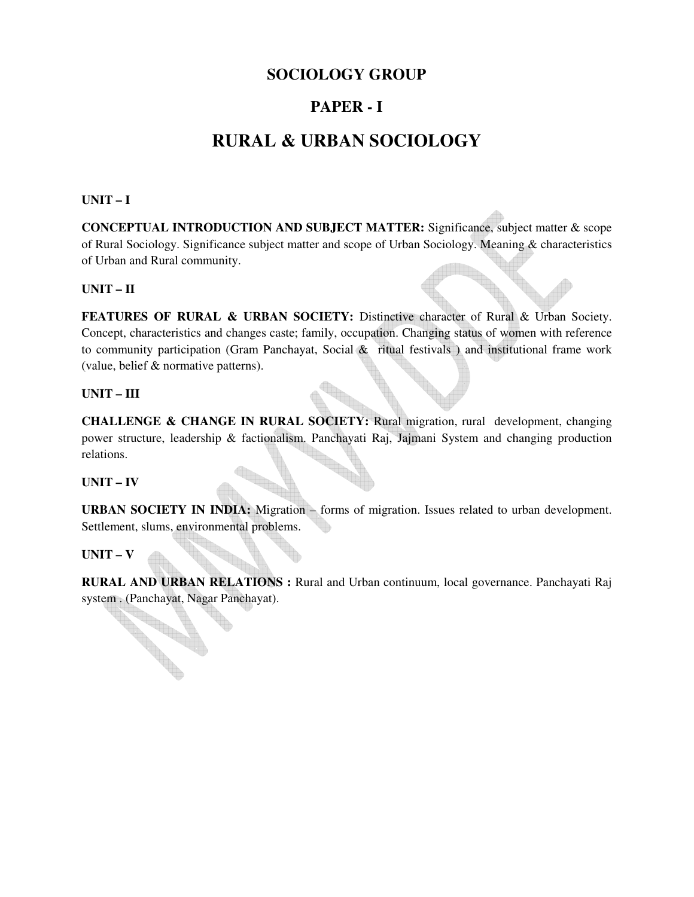# SOCIOLOGY GROUP

## PAPER - I

## RURAL & URBAN SOCIOLOGY

**UNIT – I**

**CONCEPTUAL INTRODUCTION AND SUBJECT MATTER:** Significance, subject matter & scope of Rural Sociology. Significance subject matter and scope of Urban Sociology. Meaning & characteristics of Urban and Rural community.

**UNIT – II**

**FEATURES OF RURAL & URBAN SOCIETY:** Distinctive character of Rural & Urban Society. Concept, characteristics and changes caste; family, occupation. Changing status of women with reference to community participation (Gram Panchayat, Social & ritual festivals ) and institutional frame work (value, belief & normative patterns).

**UNIT – III**

**CHALLENGE & CHANGE IN RURAL SOCIETY:** Rural migration, rural development, changing power structure, leadership & factionalism. Panchayati Raj, Jajmani System and changing production relations.

**UNIT – IV**

**URBAN SOCIETY IN INDIA:** Migration – forms of migration. Issues related to urban development. Settlement, slums, environmental problems.

**UNIT – V**

**RURAL AND URBAN RELATIONS :** Rural and Urban continuum, local governance. Panchayati Raj system . (Panchayat, Nagar Panchayat).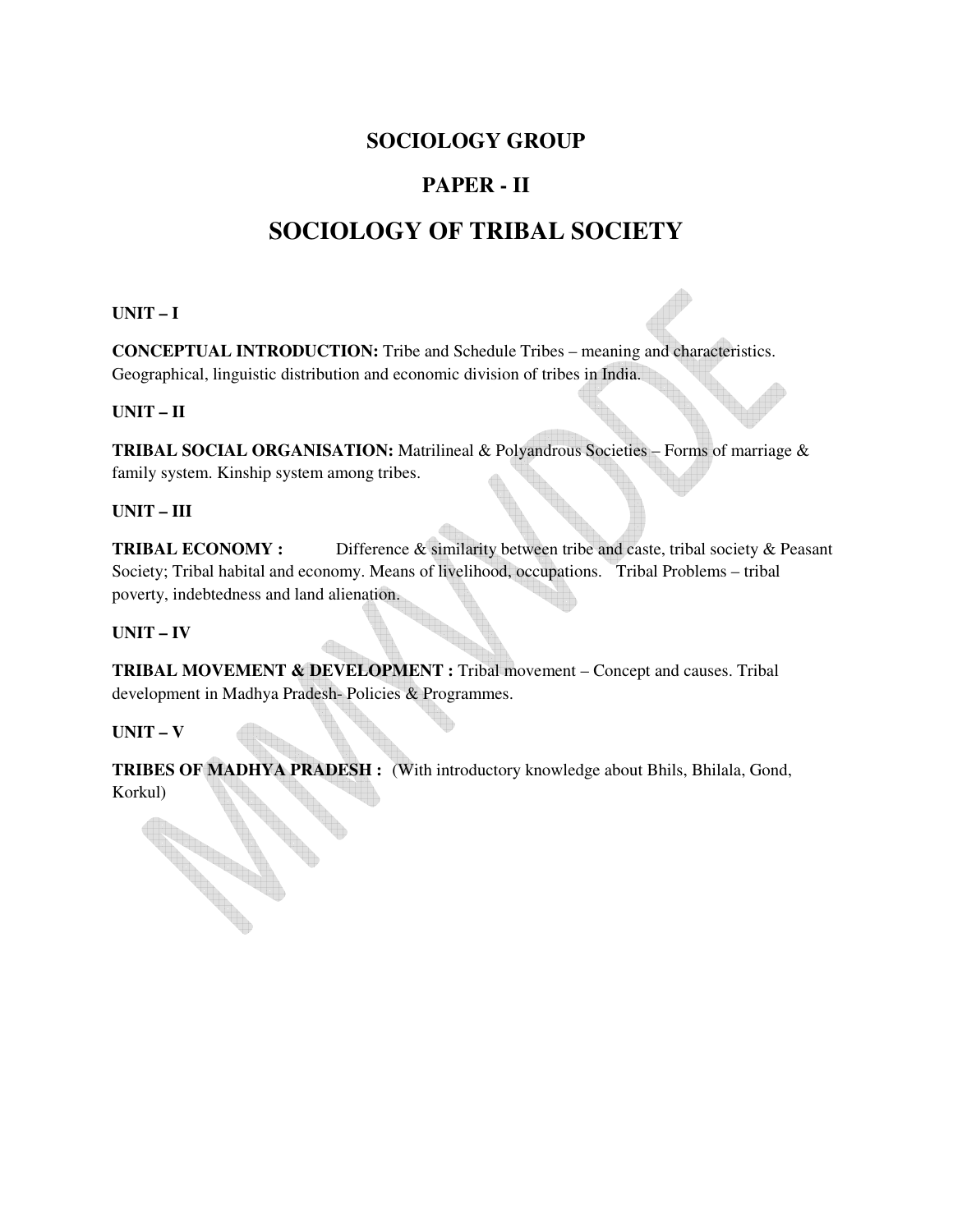# SOCIOLOGY GROUP

## PAPER - II

# SOCIOLOGY OF TRIBAL SOCIETY

**UNIT – I**

**CONCEPTUAL INTRODUCTION:** Tribe and Schedule Tribes – meaning and characteristics. Geographical, linguistic distribution and economic division of tribes in India.

**UNIT – II**

**TRIBAL SOCIAL ORGANISATION:** Matrilineal & Polyandrous Societies – Forms of marriage & family system. Kinship system among tribes.

**UNIT – III**

**TRIBAL ECONOMY :** Difference & similarity between tribe and caste, tribal society & Peasant Society; Tribal habital and economy. Means of livelihood, occupations. Tribal Problems – tribal poverty, indebtedness and land alienation.

**UNIT – IV**

**TRIBAL MOVEMENT & DEVELOPMENT :** Tribal movement – Concept and causes. Tribal development in Madhya Pradesh- Policies & Programmes.

**UNIT – V**

**TRIBES OF MADHYA PRADESH :** (With introductory knowledge about Bhils, Bhilala, Gond, Korkul)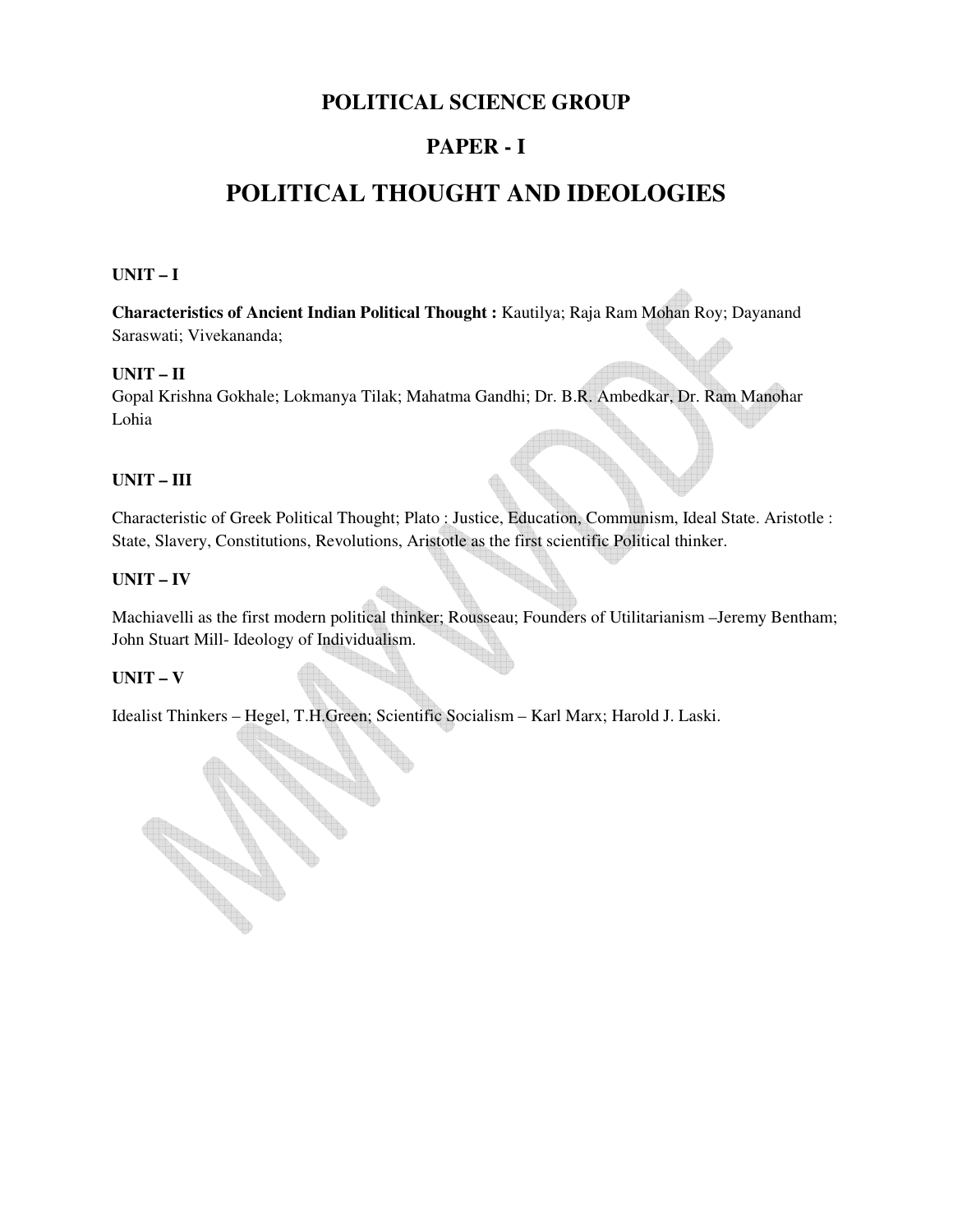## POLITICAL SCIENCE GROUP

## PAPER - I

# POLITICAL THOUGHT AND IDEOLOGIES

**UNIT – I**

**Characteristics of Ancient Indian Political Thought :** Kautilya; Raja Ram Mohan Roy; Dayanand Saraswati; Vivekananda;

**UNIT – II**

Gopal Krishna Gokhale; Lokmanya Tilak; Mahatma Gandhi; Dr. B.R. Ambedkar, Dr. Ram Manohar Lohia

**UNIT – III**

Characteristic of Greek Political Thought; Plato : Justice, Education, Communism, Ideal State. Aristotle : State, Slavery, Constitutions, Revolutions, Aristotle as the first scientific Political thinker.

**UNIT – IV**

Machiavelli as the first modern political thinker; Rousseau; Founders of Utilitarianism –Jeremy Bentham; John Stuart Mill- Ideology of Individualism.

**UNIT – V**

Idealist Thinkers – Hegel, T.H.Green; Scientific Socialism – Karl Marx; Harold J. Laski.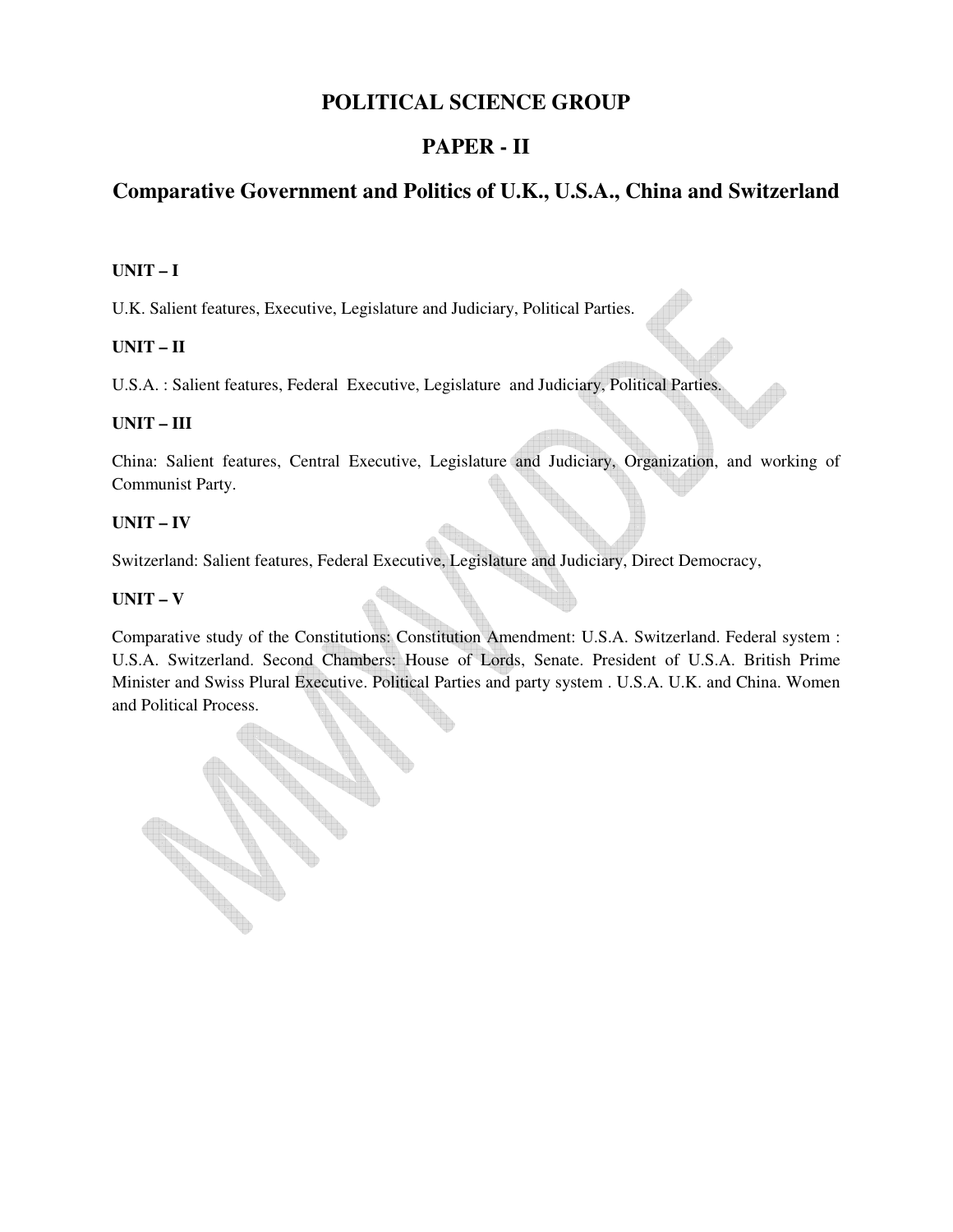# POLITICAL SCIENCE GROUP

## PAPER - II

## Comparative Government and Politics of U.K., U.S.A., China and Switzerland

**UNIT – I**

U.K. Salient features, Executive, Legislature and Judiciary, Political Parties.

**UNIT – II**

U.S.A. : Salient features, Federal Executive, Legislature and Judiciary, Political Parties.

**UNIT – III**

China: Salient features, Central Executive, Legislature and Judiciary, Organization, and working of Communist Party.

**UNIT – IV**

Switzerland: Salient features, Federal Executive, Legislature and Judiciary, Direct Democracy,

**UNIT – V**

Comparative study of the Constitutions: Constitution Amendment: U.S.A. Switzerland. Federal system : U.S.A. Switzerland. Second Chambers: House of Lords, Senate. President of U.S.A. British Prime Minister and Swiss Plural Executive. Political Parties and party system . U.S.A. U.K. and China. Women and Political Process.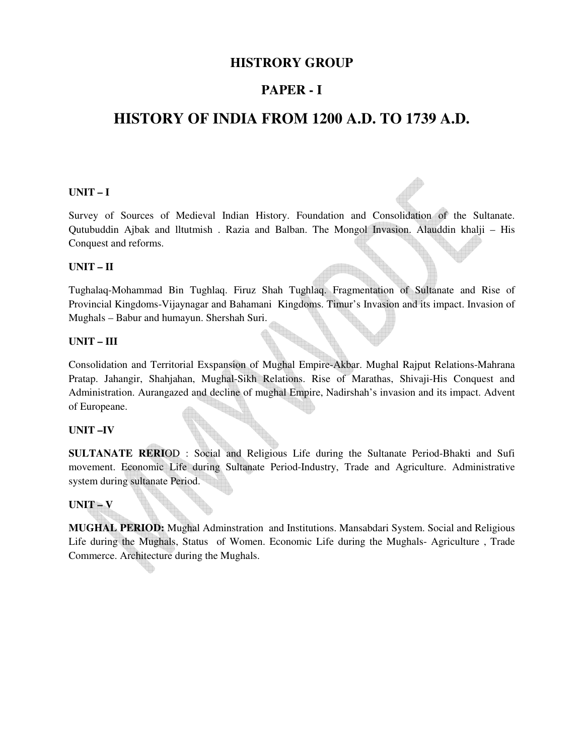# HISTRORY GROUP

## PAPER - I

# HISTORY OF INDIA FROM 1200 A.D. TO 1739 A.D.

**UNIT – I**

Survey of Sources of Medieval Indian History. Foundation and Consolidation of the Sultanate. Qutubuddin Ajbak and lltutmish . Razia and Balban. The Mongol Invasion. Alauddin khalji – His Conquest and reforms.

**UNIT – II**

Tughalaq-Mohammad Bin Tughlaq. Firuz Shah Tughlaq. Fragmentation of Sultanate and Rise of Provincial Kingdoms-Vijaynagar and Bahamani Kingdoms. Timur's Invasion and its impact. Invasion of Mughals – Babur and humayun. Shershah Suri.

**UNIT – III**

Consolidation and Territorial Exspansion of Mughal Empire-Akbar. Mughal Rajput Relations-Mahrana Pratap. Jahangir, Shahjahan, Mughal-Sikh Relations. Rise of Marathas, Shivaji-His Conquest and Administration. Aurangazed and decline of mughal Empire, Nadirshah's invasion and its impact. Advent of Europeane.

**UNIT –IV**

**SULTANATE RERI**OD : Social and Religious Life during the Sultanate Period-Bhakti and Sufi movement. Economic Life during Sultanate Period-Industry, Trade and Agriculture. Administrative system during sultanate Period.

**UNIT – V**

**MUGHAL PERIOD:** Mughal Adminstration and Institutions. Mansabdari System. Social and Religious Life during the Mughals, Status of Women. Economic Life during the Mughals- Agriculture , Trade Commerce. Architecture during the Mughals.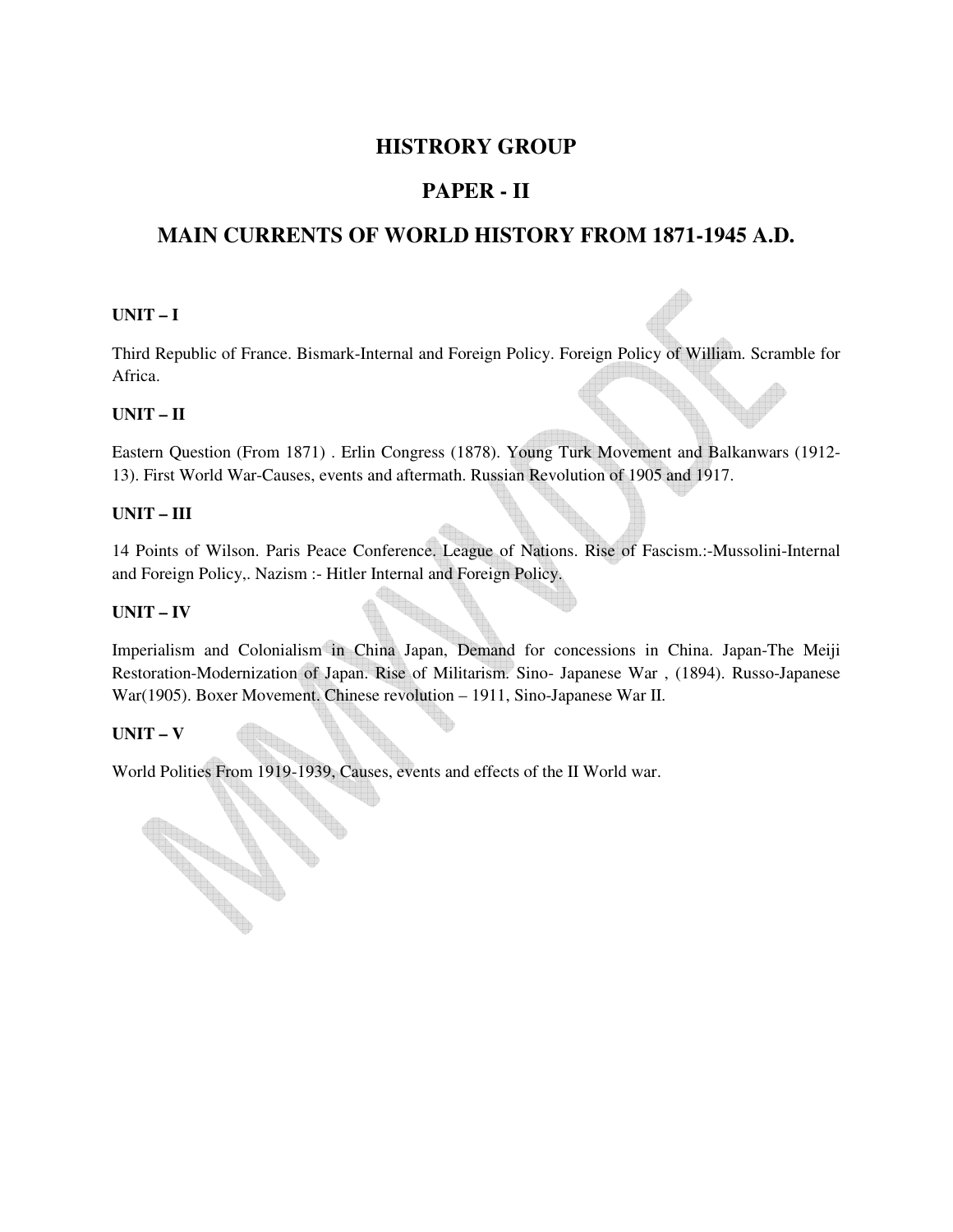# HISTRORY GROUP

## PAPER - II

## MAIN CURRENTS OF WORLD HISTORY FROM 1871-1945 A.D.

### UNIT – I

Third Republic of France. Bismark-Internal and Foreign Policy. Foreign Policy of William. Scramble for Africa.

### UNIT – II

Eastern Question (From 1871) . Erlin Congress (1878). Young Turk Movement and Balkanwars (1912-13). First World War-Causes, events and aftermath. Russian Revolution of 1905 and 1917.

### UNIT – III

14 Points of Wilson. Paris Peace Conference. League of Nations. Rise of Fascism.:-Mussolini-Internal and Foreign Policy,. Nazism :- Hitler Internal and Foreign Policy.

### UNIT – IV

Imperialism and Colonialism in China Japan, Demand for concessions in China. Japan-The Meiji Restoration-Modernization of Japan. Rise of Militarism. Sino- Japanese War , (1894). Russo-Japanese War(1905). Boxer Movement. Chinese revolution – 1911, Sino-Japanese War II.

### UNIT – V

World Polities From 1919-1939, Causes, events and effects of the II World war.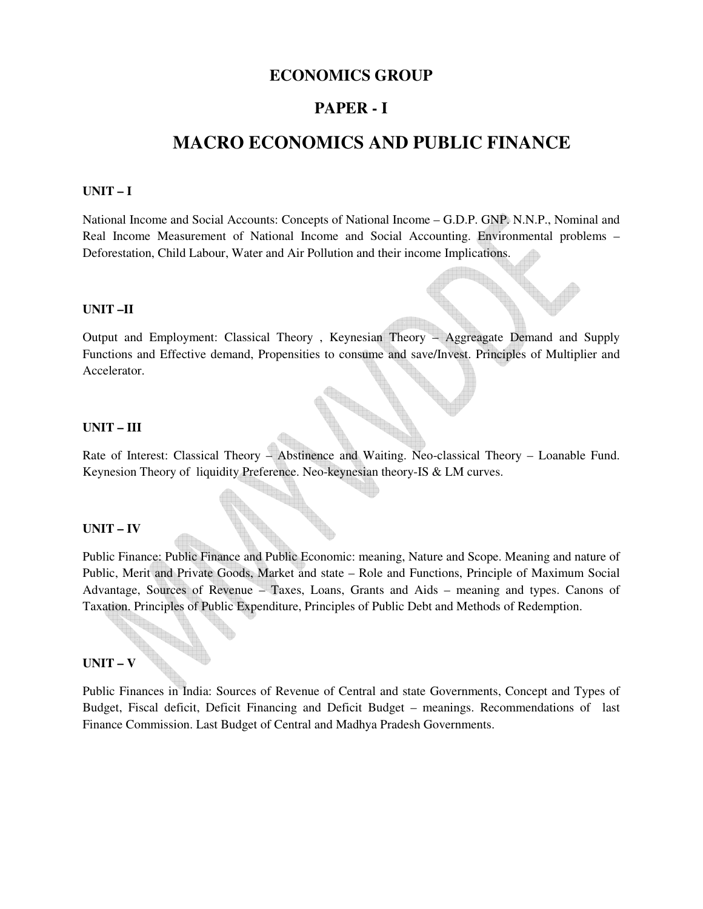# ECONOMICS GROUP

## PAPER - I

# MACRO ECONOMICS AND PUBLIC FINANCE

### UNIT – I

National Income and Social Accounts: Concepts of National Income – G.D.P. GNP. N.N.P., Nominal and Real Income Measurement of National Income and Social Accounting. Environmental problems – Deforestation, Child Labour, Water and Air Pollution and their income Implications.

### UNIT –II

Output and Employment: Classical Theory , Keynesian Theory – Aggreagate Demand and Supply Functions and Effective demand, Propensities to consume and save/Invest. Principles of Multiplier and Accelerator.

### UNIT – III

Rate of Interest: Classical Theory – Abstinence and Waiting. Neo-classical Theory – Loanable Fund. Keynesion Theory of liquidity Preference. Neo-keynesian theory-IS & LM curves.

### UNIT – IV

Public Finance: Public Finance and Public Economic: meaning, Nature and Scope. Meaning and nature of Public, Merit and Private Goods, Market and state – Role and Functions, Principle of Maximum Social Advantage, Sources of Revenue – Taxes, Loans, Grants and Aids – meaning and types. Canons of Taxation. Principles of Public Expenditure, Principles of Public Debt and Methods of Redemption.

### UNIT – V

Public Finances in India: Sources of Revenue of Central and state Governments, Concept and Types of Budget, Fiscal deficit, Deficit Financing and Deficit Budget – meanings. Recommendations of last Finance Commission. Last Budget of Central and Madhya Pradesh Governments.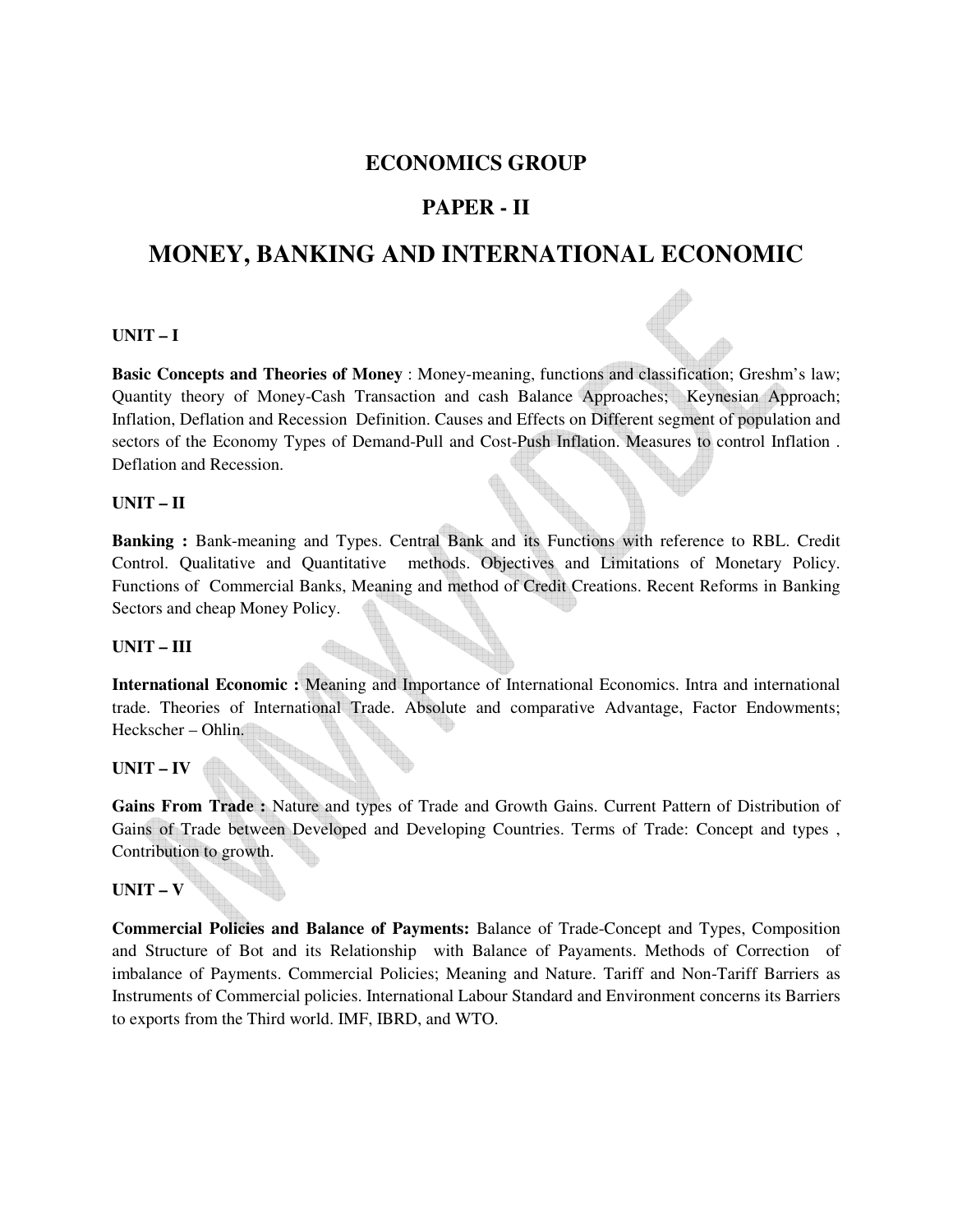# ECONOMICS GROUP

## PAPER - II

# MONEY, BANKING AND INTERNATIONAL ECONOMIC

**UNIT – I**

**Basic Concepts and Theories of Money** : Money-meaning, functions and classification; Greshm's law; Quantity theory of Money-Cash Transaction and cash Balance Approaches; Keynesian Approach; Inflation, Deflation and Recession Definition. Causes and Effects on Different segment of population and sectors of the Economy Types of Demand-Pull and Cost-Push Inflation. Measures to control Inflation . Deflation and Recession.

**UNIT – II**

**Banking :** Bank-meaning and Types. Central Bank and its Functions with reference to RBL. Credit Control. Qualitative and Quantitative methods. Objectives and Limitations of Monetary Policy. Functions of Commercial Banks, Meaning and method of Credit Creations. Recent Reforms in Banking Sectors and cheap Money Policy.

**UNIT – III**

**International Economic :** Meaning and Importance of International Economics. Intra and international trade. Theories of International Trade. Absolute and comparative Advantage, Factor Endowments; Heckscher – Ohlin.

**UNIT – IV**

**Gains From Trade :** Nature and types of Trade and Growth Gains. Current Pattern of Distribution of Gains of Trade between Developed and Developing Countries. Terms of Trade: Concept and types , Contribution to growth.

**UNIT – V**

**Commercial Policies and Balance of Payments:** Balance of Trade-Concept and Types, Composition and Structure of Bot and its Relationship with Balance of Payaments. Methods of Correction of imbalance of Payments. Commercial Policies; Meaning and Nature. Tariff and Non-Tariff Barriers as Instruments of Commercial policies. International Labour Standard and Environment concerns its Barriers to exports from the Third world. IMF, IBRD, and WTO.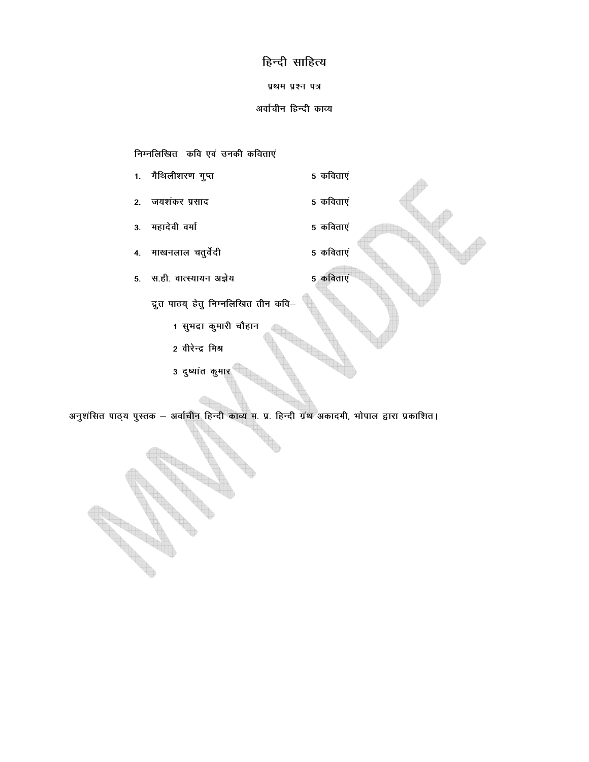# हिन्दी साहित्य

## प्रथम प्रश्न पत्र

## अर्वाचीन हिन्दी काव्य

निम्नलिखित कवि एवं उनकी कविताएं

| | | |
|---|---|---|
| 1. | मैथिलीशरण गुप्त | 5 कविताएं |
| 2. | जयशंकर प्रसाद | 5 कविताएं |
| 3. | महादेवी वर्मा | 5 कविताएं |
| 4. | माखनलाल चतुर्वेदी | 5 कविताएं |
| 5. | स.ही. वात्स्यायन अज्ञेय | 5 कविताएं |

द्रुत पाठय् हेतु निम्नलिखित तीन कवि–

1 सुभद्रा कुमारी चौहान

2 वीरेन्द्र मिश्र

3 दुष्यांत कुमार

अनुशंसित पाठ्य पुस्तक – अर्वाचीन हिन्दी काव्य म. प्र. हिन्दी ग्रंथ अकादमी, भोपाल द्वारा प्रकाशित।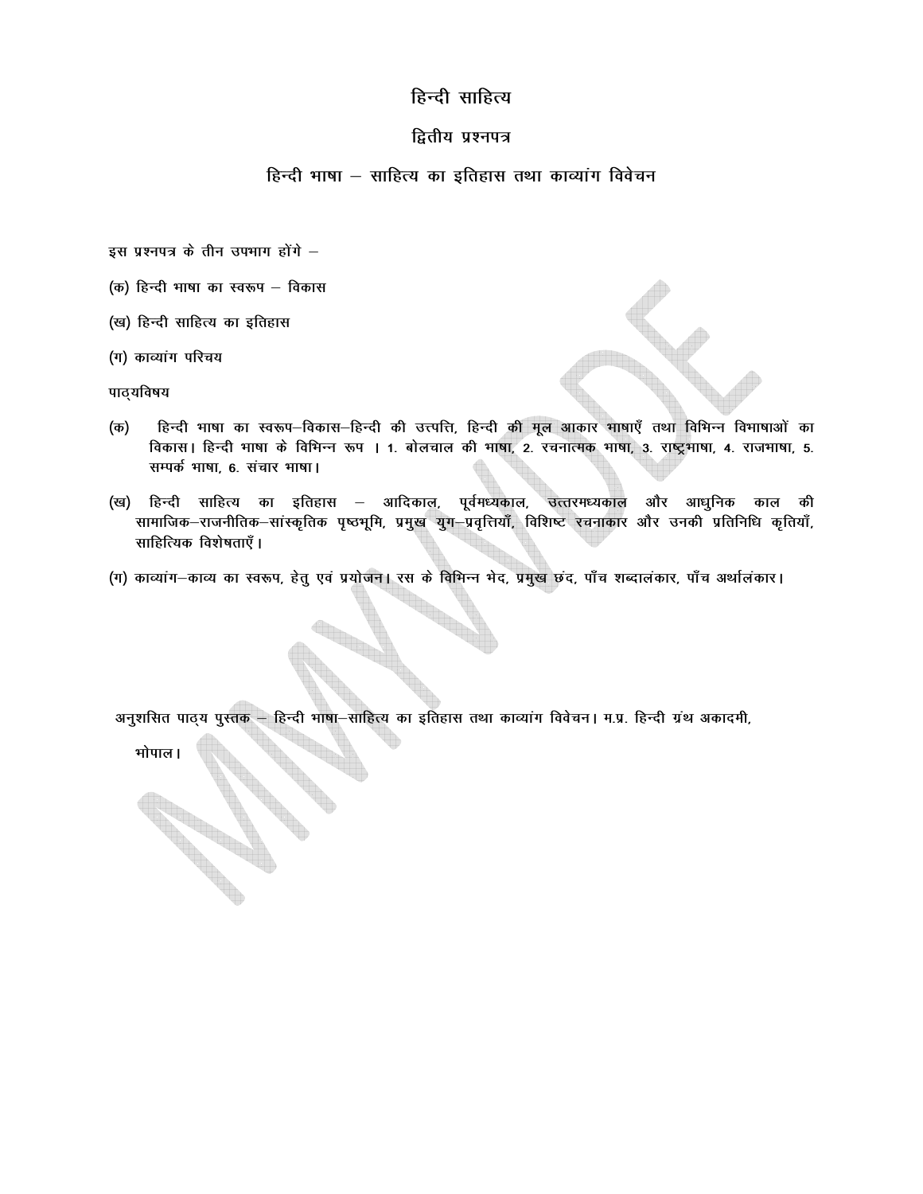# हिन्दी साहित्य

## द्वितीय प्रश्नपत्र

## हिन्दी भाषा – साहित्य का इतिहास तथा काव्यांग विवेचन

इस प्रश्नपत्र के तीन उपभाग होंगे –

(क) हिन्दी भाषा का स्वरूप – विकास

(ख) हिन्दी साहित्य का इतिहास

(ग) काव्यांग परिचय

पाठ्यविषय

(क) हिन्दी भाषा का स्वरूप–विकास–हिन्दी की उत्पत्ति, हिन्दी की मूल आकार भाषाएँ तथा विभिन्न विभाषाओं का विकास। हिन्दी भाषा के विभिन्न रूप । 1. बोलचाल की भाषा, 2. रचनात्मक भाषा, 3. राष्ट्रभाषा, 4. राजभाषा, 5. सम्पर्क भाषा, 6. संचार भाषा।

(ख) हिन्दी साहित्य का इतिहास – आदिकाल, पूर्वमध्यकाल, उत्तरमध्यकाल और आधुनिक काल की सामाजिक–राजनीतिक–सांस्कृतिक पृष्ठभूमि, प्रमुख युग–प्रवृत्तियाँ, विशिष्ट रचनाकार और उनकी प्रतिनिधि कृतियाँ, साहित्यिक विशेषताएँ।

(ग) काव्यांग–काव्य का स्वरूप, हेतु एवं प्रयोजन। रस के विभिन्न भेद, प्रमुख छंद, पाँच शब्दालंकार, पाँच अर्थालंकार।

अनुशसित पाठ्य पुस्तक – हिन्दी भाषा–साहित्य का इतिहास तथा काव्यांग विवेचन। म.प्र. हिन्दी ग्रंथ अकादमी, भोपाल।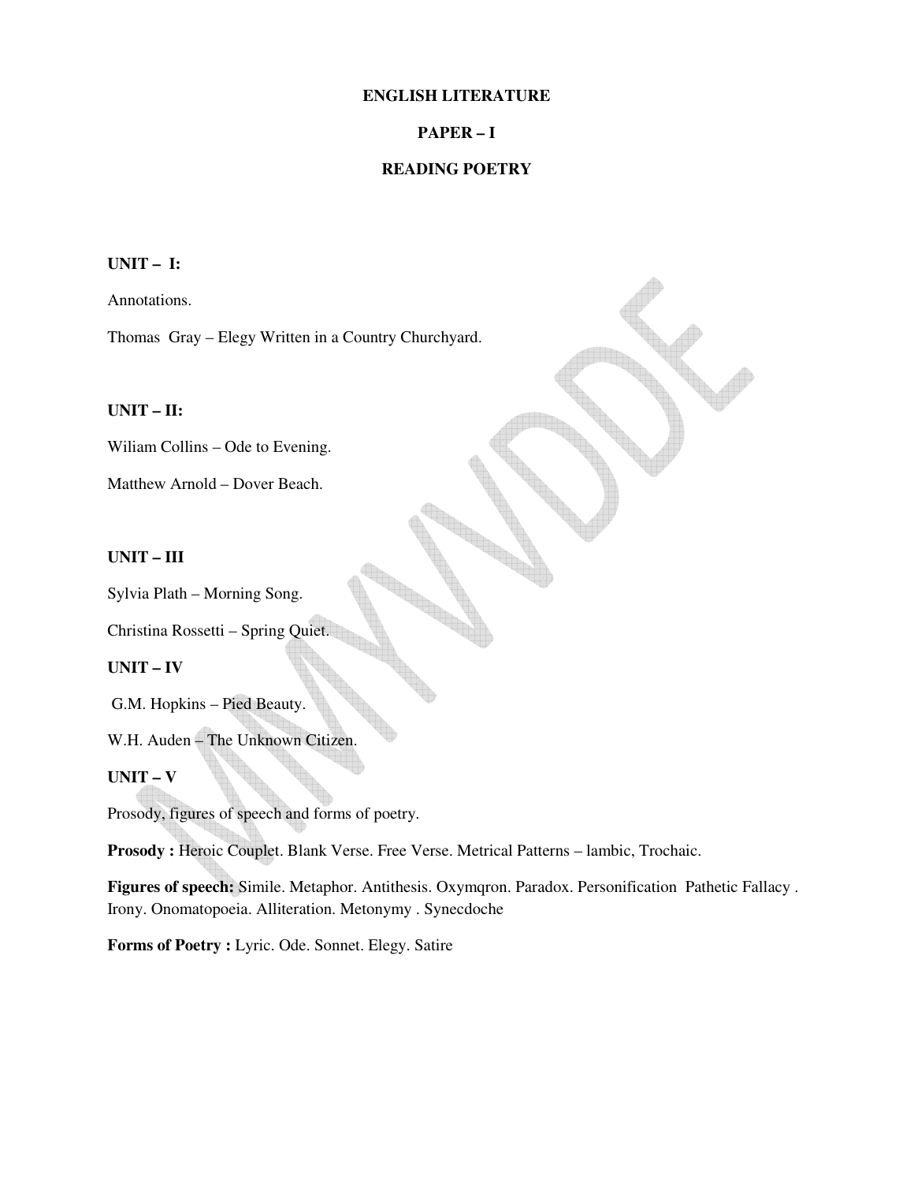# ENGLISH LITERATURE

## PAPER – I

## READING POETRY

**UNIT – I:**

Annotations.

Thomas Gray – Elegy Written in a Country Churchyard.

**UNIT – II:**

Wiliam Collins – Ode to Evening.

Matthew Arnold – Dover Beach.

**UNIT – III**

Sylvia Plath – Morning Song.

Christina Rossetti – Spring Quiet.

**UNIT – IV**

G.M. Hopkins – Pied Beauty.

W.H. Auden – The Unknown Citizen.

**UNIT – V**

Prosody, figures of speech and forms of poetry.

**Prosody :** Heroic Couplet. Blank Verse. Free Verse. Metrical Patterns – lambic, Trochaic.

**Figures of speech:** Simile. Metaphor. Antithesis. Oxymqron. Paradox. Personification Pathetic Fallacy . Irony. Onomatopoeia. Alliteration. Metonymy . Synecdoche

**Forms of Poetry :** Lyric. Ode. Sonnet. Elegy. Satire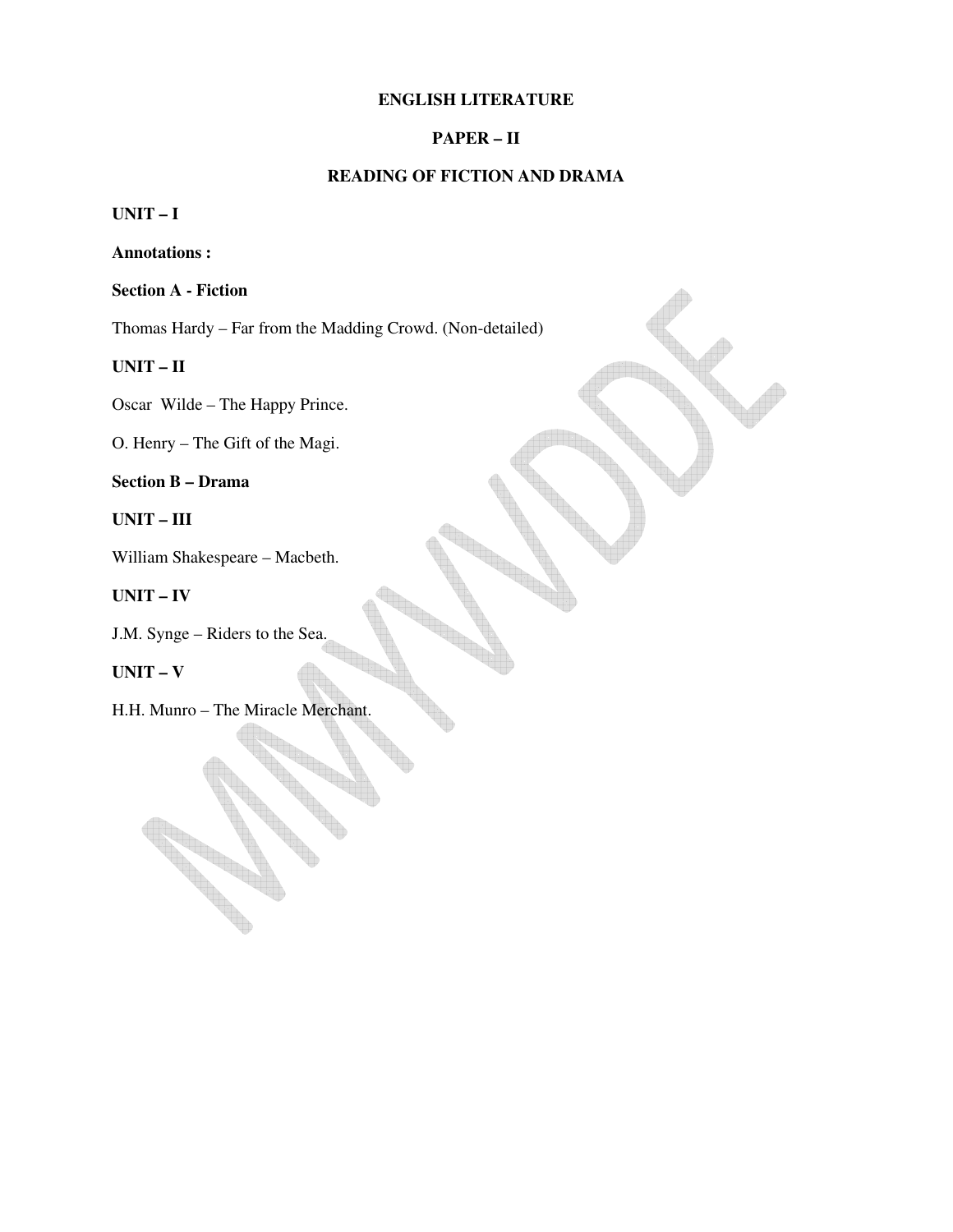# ENGLISH LITERATURE

## PAPER – II

## READING OF FICTION AND DRAMA

**UNIT – I**

**Annotations :**

**Section A - Fiction**

Thomas Hardy – Far from the Madding Crowd. (Non-detailed)

**UNIT – II**

Oscar Wilde – The Happy Prince.

O. Henry – The Gift of the Magi.

**Section B – Drama**

**UNIT – III**

William Shakespeare – Macbeth.

**UNIT – IV**

J.M. Synge – Riders to the Sea.

**UNIT – V**

H.H. Munro – The Miracle Merchant.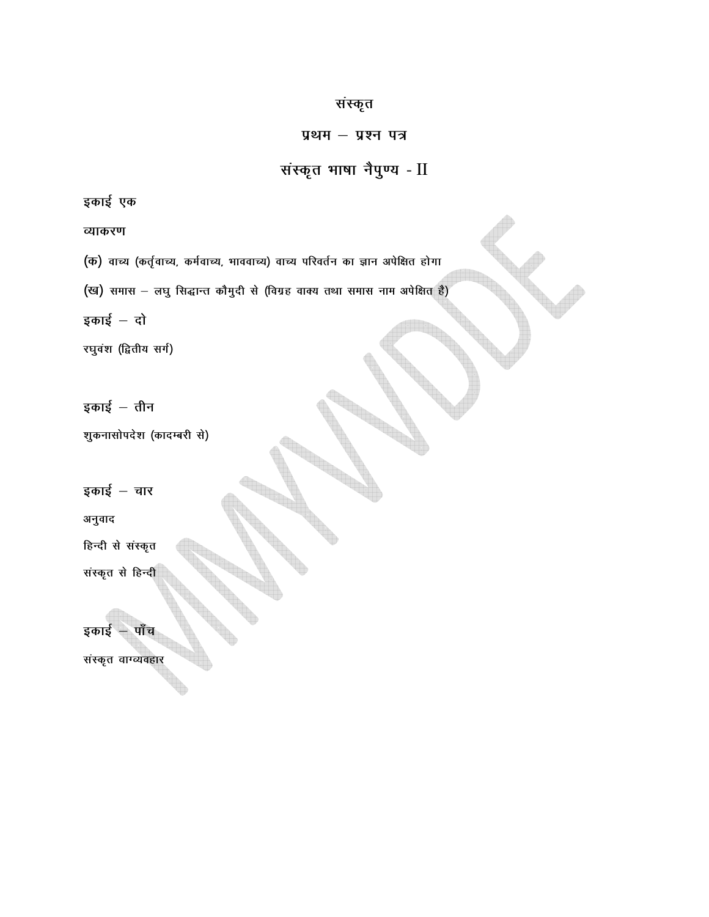# संस्कृत

## प्रथम – प्रश्न पत्र

## संस्कृत भाषा नैपुण्य - II

**इकाई एक**

**व्याकरण**

(क) वाच्य (कर्तृवाच्य, कर्मवाच्य, भाववाच्य) वाच्य परिवर्तन का ज्ञान अपेक्षित होगा

(ख) समास – लघु सिद्धान्त कौमुदी से (विग्रह वाक्य तथा समास नाम अपेक्षित है)

**इकाई – दो**

रघुवंश (द्वितीय सर्ग)

**इकाई – तीन**

शुकनासोपदेश (कादम्बरी से)

**इकाई – चार**

अनुवाद

हिन्दी से संस्कृत

संस्कृत से हिन्दी

**इकाई – पाँच**

संस्कृत वाग्व्यवहार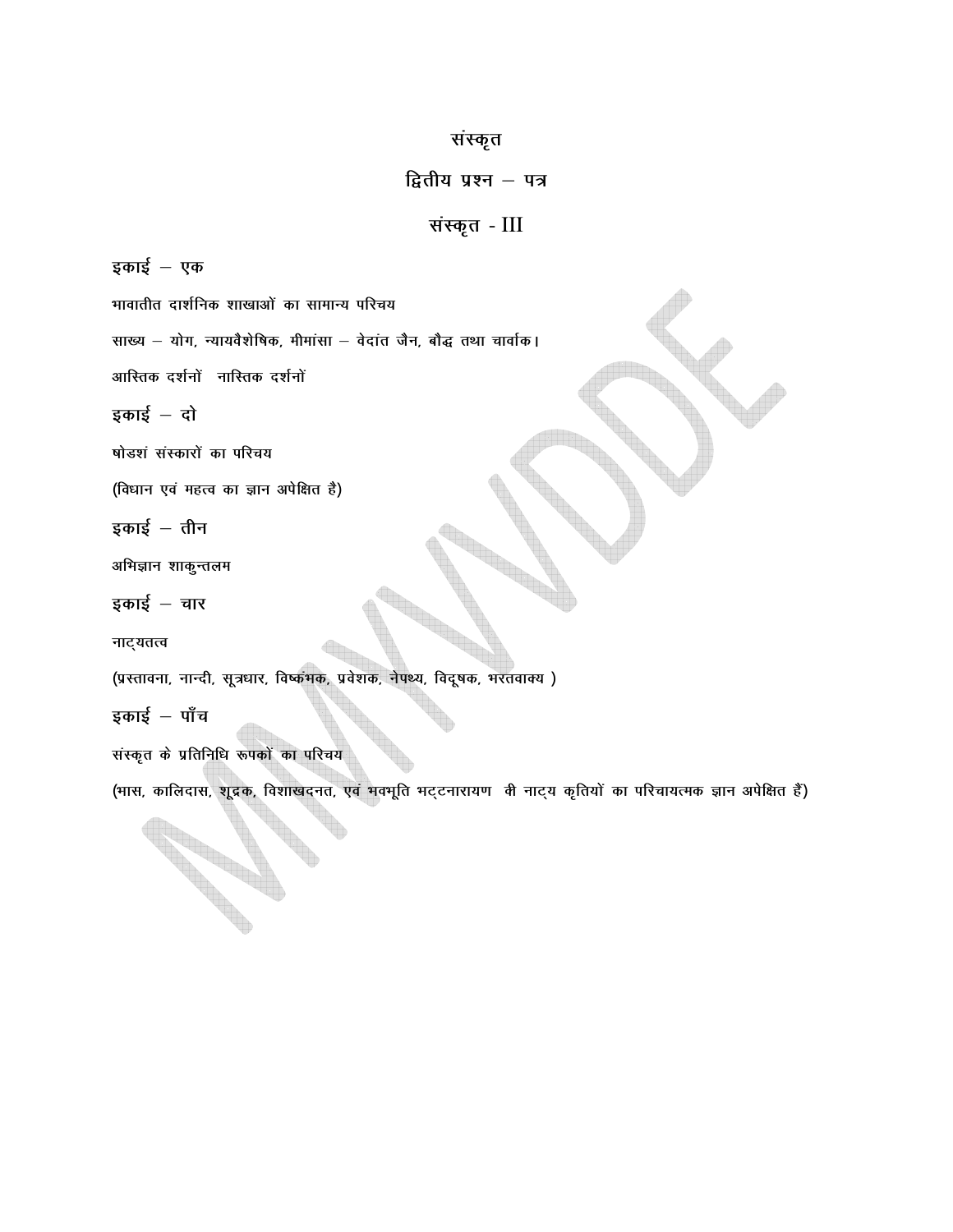# संस्कृत

## द्वितीय प्रश्न – पत्र

## संस्कृत - III

### इकाई – एक

भावातीत दार्शनिक शाखाओं का सामान्य परिचय

साख्य – योग, न्यायवैशेषिक, मीमांसा – वेदांत जैन, बौद्ध तथा चार्वाक।

आस्तिक दर्शनों नास्तिक दर्शनों

### इकाई – दो

षोडशं संस्कारों का परिचय

(विधान एवं महत्व का ज्ञान अपेक्षित है)

### इकाई – तीन

अभिज्ञान शाकुन्तलम

### इकाई – चार

नाट्यतत्व

(प्रस्तावना, नान्दी, सूत्रधार, विष्कंभक, प्रवेशक, नेपथ्य, विदूषक, भरतवाक्य )

### इकाई – पाँच

संस्कृत के प्रतिनिधि रूपकों का परिचय

(भास, कालिदास, शूद्रक, विशाखदनत, एवं भवभूति भट्टनारायण वी नाट्य कृतियों का परिचायत्मक ज्ञान अपेक्षित हैं)